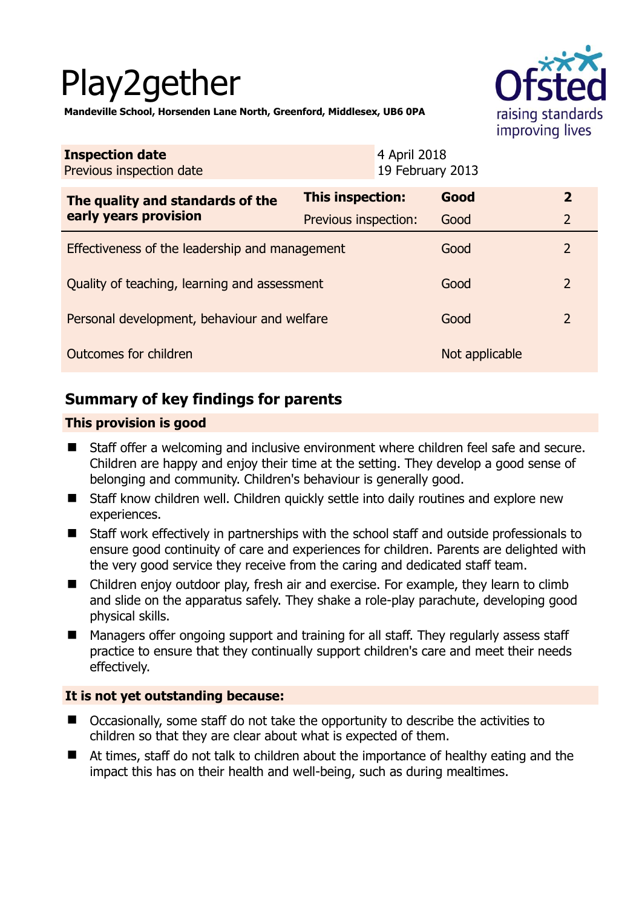# Play2gether

**Mandeville School, Horsenden Lane North, Greenford, Middlesex, UB6 0PA**

| **Inspection date** | 4 April 2018 |
| --- | --- |
| Previous inspection date | 19 February 2013 |

| **The quality and standards of the early years provision** | **This inspection:** | **Good** | **2** |
| --- | --- | --- | --- |
| | Previous inspection: | Good | 2 |
| Effectiveness of the leadership and management | | Good | 2 |
| Quality of teaching, learning and assessment | | Good | 2 |
| Personal development, behaviour and welfare | | Good | 2 |
| Outcomes for children | | Not applicable | |

## Summary of key findings for parents

**This provision is good**

- Staff offer a welcoming and inclusive environment where children feel safe and secure. Children are happy and enjoy their time at the setting. They develop a good sense of belonging and community. Children's behaviour is generally good.
- Staff know children well. Children quickly settle into daily routines and explore new experiences.
- Staff work effectively in partnerships with the school staff and outside professionals to ensure good continuity of care and experiences for children. Parents are delighted with the very good service they receive from the caring and dedicated staff team.
- Children enjoy outdoor play, fresh air and exercise. For example, they learn to climb and slide on the apparatus safely. They shake a role-play parachute, developing good physical skills.
- Managers offer ongoing support and training for all staff. They regularly assess staff practice to ensure that they continually support children's care and meet their needs effectively.

**It is not yet outstanding because:**

- Occasionally, some staff do not take the opportunity to describe the activities to children so that they are clear about what is expected of them.
- At times, staff do not talk to children about the importance of healthy eating and the impact this has on their health and well-being, such as during mealtimes.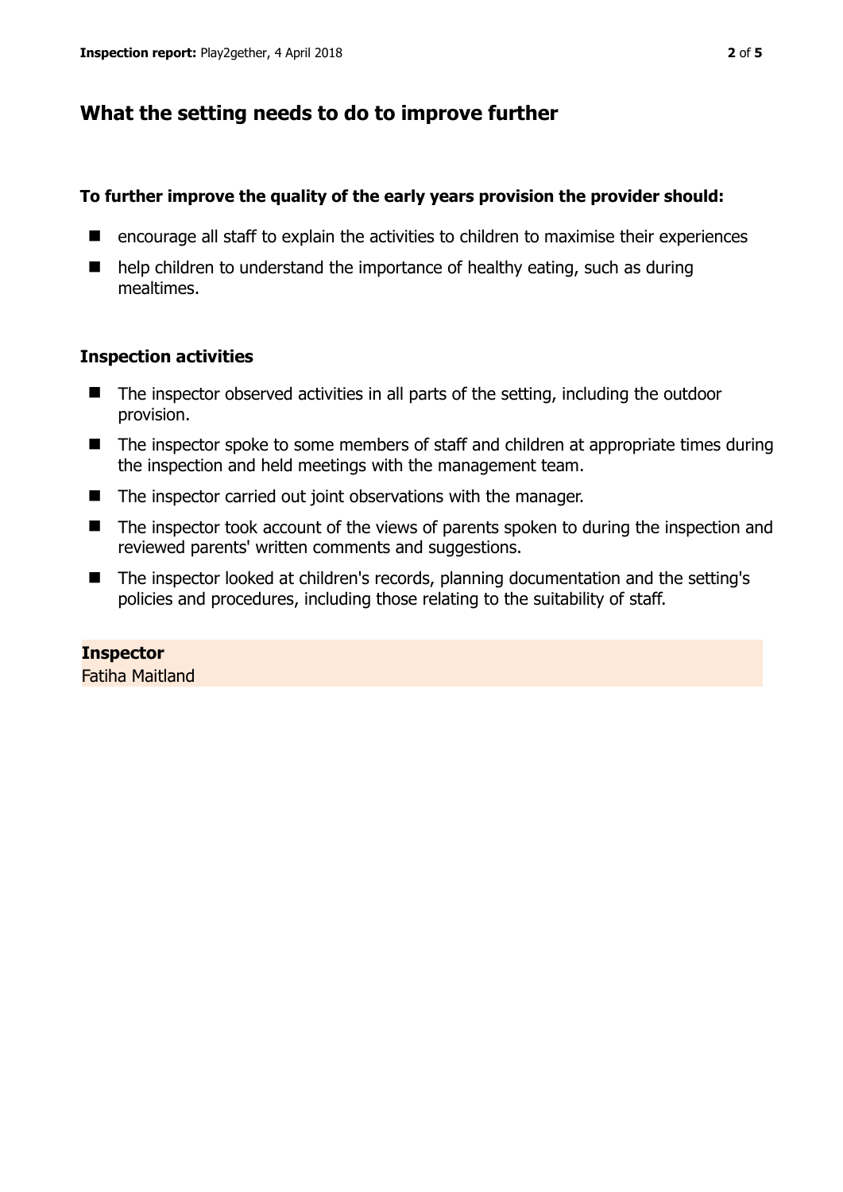## What the setting needs to do to improve further

**To further improve the quality of the early years provision the provider should:**

- encourage all staff to explain the activities to children to maximise their experiences
- help children to understand the importance of healthy eating, such as during mealtimes.

### Inspection activities

- The inspector observed activities in all parts of the setting, including the outdoor provision.
- The inspector spoke to some members of staff and children at appropriate times during the inspection and held meetings with the management team.
- The inspector carried out joint observations with the manager.
- The inspector took account of the views of parents spoken to during the inspection and reviewed parents' written comments and suggestions.
- The inspector looked at children's records, planning documentation and the setting's policies and procedures, including those relating to the suitability of staff.

**Inspector**
Fatiha Maitland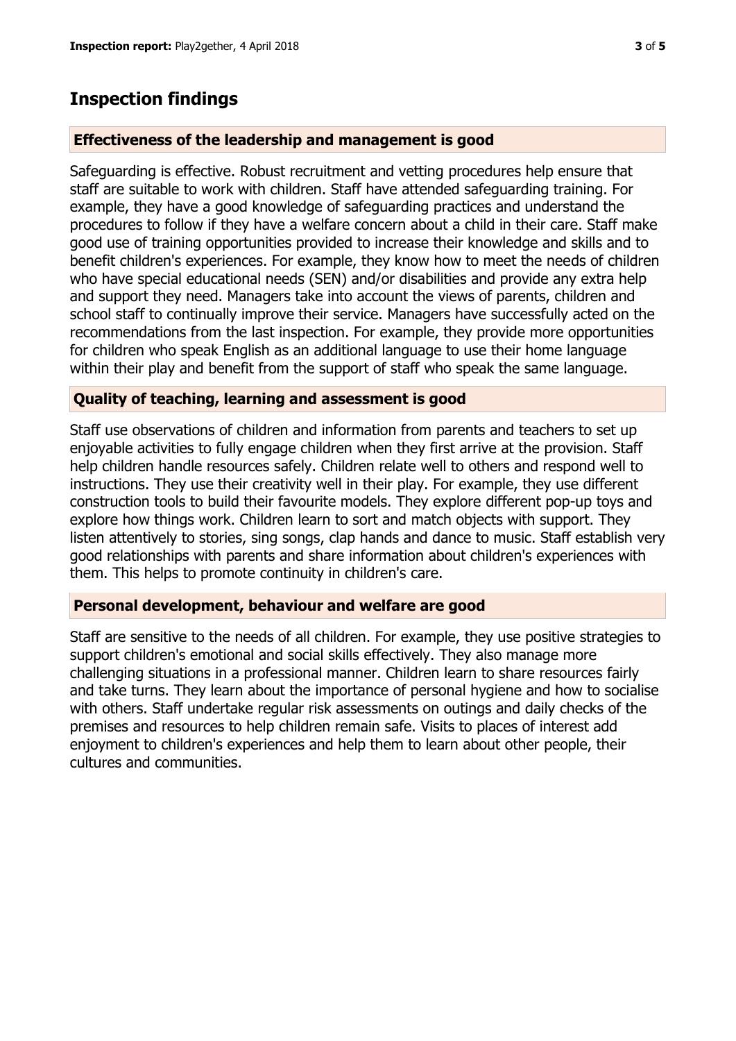## Inspection findings

### Effectiveness of the leadership and management is good

Safeguarding is effective. Robust recruitment and vetting procedures help ensure that staff are suitable to work with children. Staff have attended safeguarding training. For example, they have a good knowledge of safeguarding practices and understand the procedures to follow if they have a welfare concern about a child in their care. Staff make good use of training opportunities provided to increase their knowledge and skills and to benefit children's experiences. For example, they know how to meet the needs of children who have special educational needs (SEN) and/or disabilities and provide any extra help and support they need. Managers take into account the views of parents, children and school staff to continually improve their service. Managers have successfully acted on the recommendations from the last inspection. For example, they provide more opportunities for children who speak English as an additional language to use their home language within their play and benefit from the support of staff who speak the same language.

### Quality of teaching, learning and assessment is good

Staff use observations of children and information from parents and teachers to set up enjoyable activities to fully engage children when they first arrive at the provision. Staff help children handle resources safely. Children relate well to others and respond well to instructions. They use their creativity well in their play. For example, they use different construction tools to build their favourite models. They explore different pop-up toys and explore how things work. Children learn to sort and match objects with support. They listen attentively to stories, sing songs, clap hands and dance to music. Staff establish very good relationships with parents and share information about children's experiences with them. This helps to promote continuity in children's care.

### Personal development, behaviour and welfare are good

Staff are sensitive to the needs of all children. For example, they use positive strategies to support children's emotional and social skills effectively. They also manage more challenging situations in a professional manner. Children learn to share resources fairly and take turns. They learn about the importance of personal hygiene and how to socialise with others. Staff undertake regular risk assessments on outings and daily checks of the premises and resources to help children remain safe. Visits to places of interest add enjoyment to children's experiences and help them to learn about other people, their cultures and communities.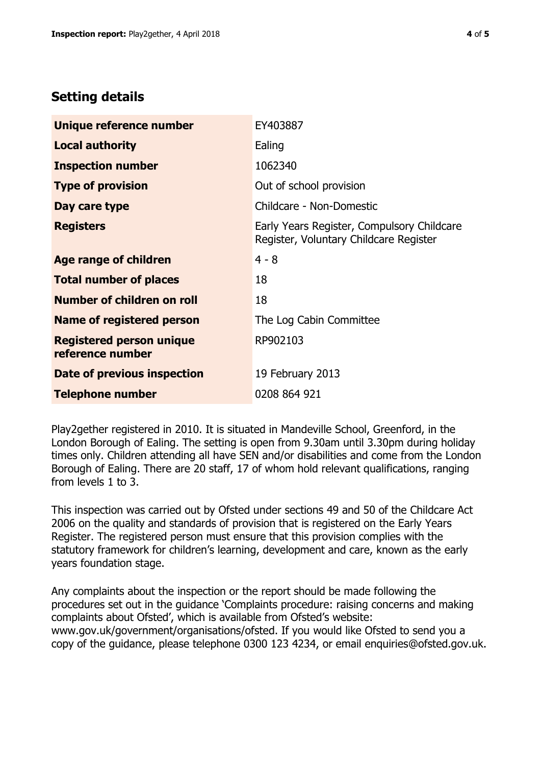## Setting details

| | |
|---|---|
| **Unique reference number** | EY403887 |
| **Local authority** | Ealing |
| **Inspection number** | 1062340 |
| **Type of provision** | Out of school provision |
| **Day care type** | Childcare - Non-Domestic |
| **Registers** | Early Years Register, Compulsory Childcare Register, Voluntary Childcare Register |
| **Age range of children** | 4 - 8 |
| **Total number of places** | 18 |
| **Number of children on roll** | 18 |
| **Name of registered person** | The Log Cabin Committee |
| **Registered person unique reference number** | RP902103 |
| **Date of previous inspection** | 19 February 2013 |
| **Telephone number** | 0208 864 921 |

Play2gether registered in 2010. It is situated in Mandeville School, Greenford, in the London Borough of Ealing. The setting is open from 9.30am until 3.30pm during holiday times only. Children attending all have SEN and/or disabilities and come from the London Borough of Ealing. There are 20 staff, 17 of whom hold relevant qualifications, ranging from levels 1 to 3.

This inspection was carried out by Ofsted under sections 49 and 50 of the Childcare Act 2006 on the quality and standards of provision that is registered on the Early Years Register. The registered person must ensure that this provision complies with the statutory framework for children's learning, development and care, known as the early years foundation stage.

Any complaints about the inspection or the report should be made following the procedures set out in the guidance 'Complaints procedure: raising concerns and making complaints about Ofsted', which is available from Ofsted's website: www.gov.uk/government/organisations/ofsted. If you would like Ofsted to send you a copy of the guidance, please telephone 0300 123 4234, or email enquiries@ofsted.gov.uk.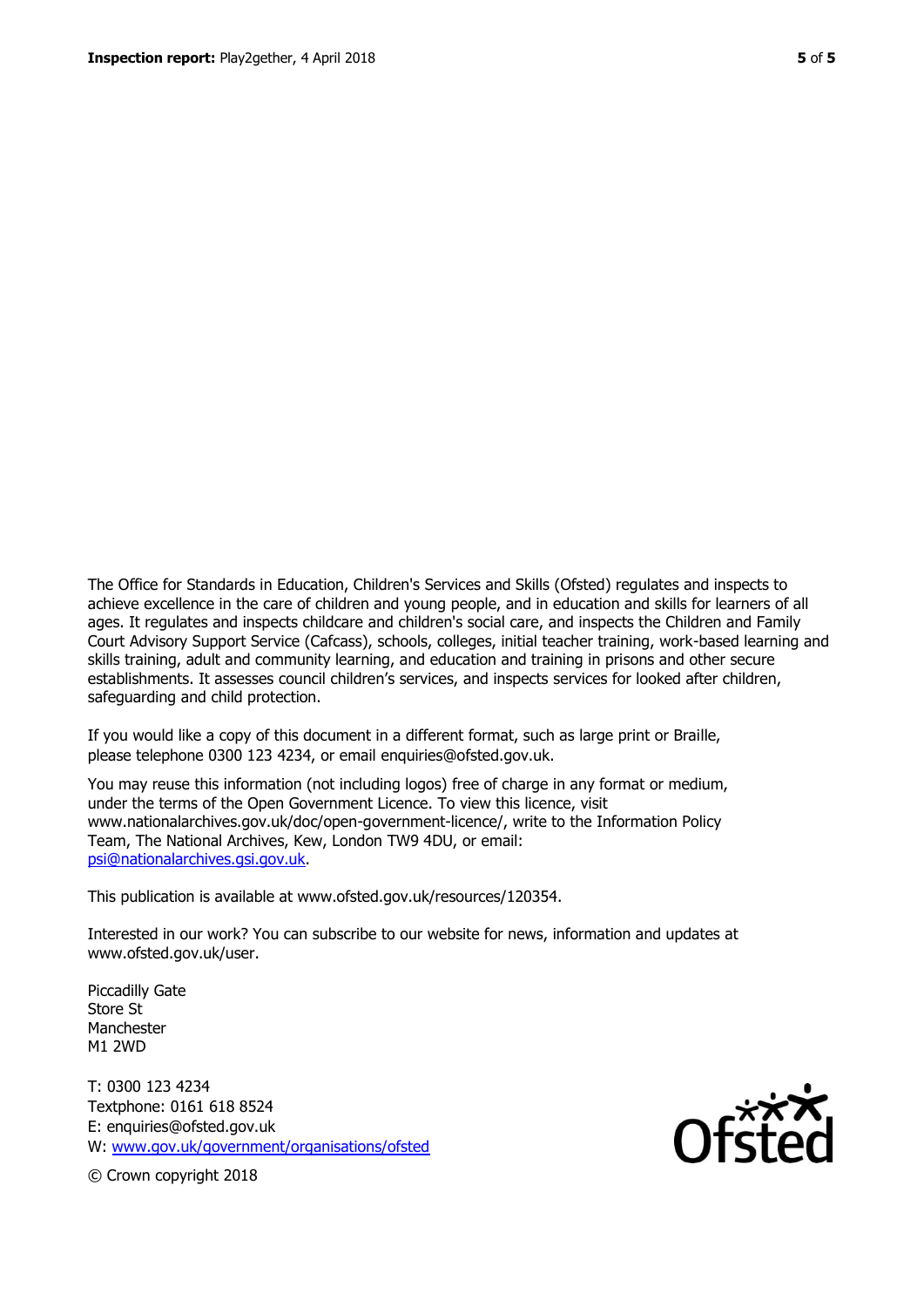The Office for Standards in Education, Children's Services and Skills (Ofsted) regulates and inspects to achieve excellence in the care of children and young people, and in education and skills for learners of all ages. It regulates and inspects childcare and children's social care, and inspects the Children and Family Court Advisory Support Service (Cafcass), schools, colleges, initial teacher training, work-based learning and skills training, adult and community learning, and education and training in prisons and other secure establishments. It assesses council children's services, and inspects services for looked after children, safeguarding and child protection.

If you would like a copy of this document in a different format, such as large print or Braille, please telephone 0300 123 4234, or email enquiries@ofsted.gov.uk.

You may reuse this information (not including logos) free of charge in any format or medium, under the terms of the Open Government Licence. To view this licence, visit www.nationalarchives.gov.uk/doc/open-government-licence/, write to the Information Policy Team, The National Archives, Kew, London TW9 4DU, or email: psi@nationalarchives.gsi.gov.uk.

This publication is available at www.ofsted.gov.uk/resources/120354.

Interested in our work? You can subscribe to our website for news, information and updates at www.ofsted.gov.uk/user.

Piccadilly Gate
Store St
Manchester
M1 2WD

T: 0300 123 4234
Textphone: 0161 618 8524
E: enquiries@ofsted.gov.uk
W: www.gov.uk/government/organisations/ofsted

© Crown copyright 2018

Ofsted